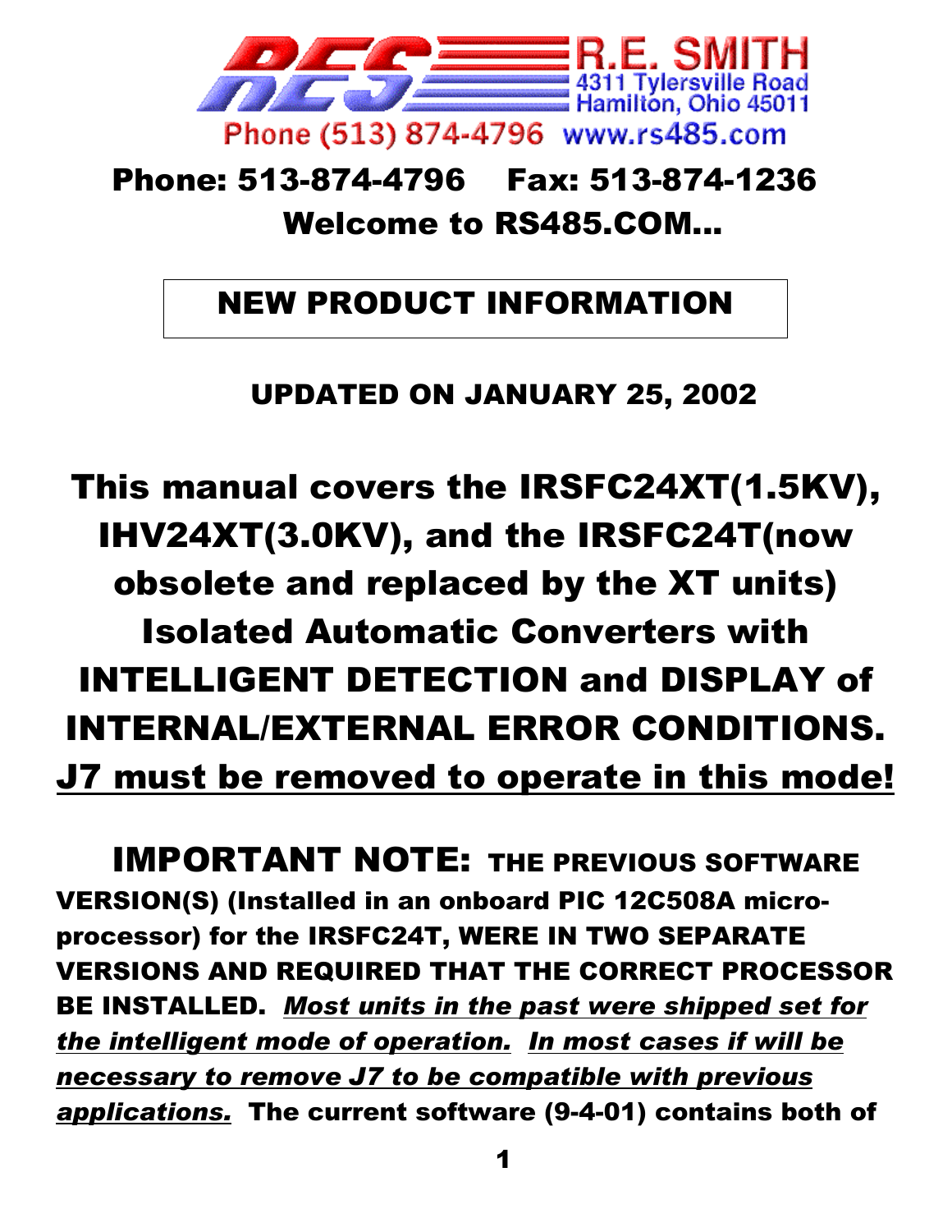R.E. SMITH
4311 Tylersville Road
Hamilton, Ohio 45011
Phone (513) 874-4796 www.rs485.com

**Phone: 513-874-4796 Fax: 513-874-1236**

**Welcome to RS485.COM...**

# NEW PRODUCT INFORMATION

**UPDATED ON JANUARY 25, 2002**

# This manual covers the IRSFC24XT(1.5KV), IHV24XT(3.0KV), and the IRSFC24T(now obsolete and replaced by the XT units) Isolated Automatic Converters with INTELLIGENT DETECTION and DISPLAY of INTERNAL/EXTERNAL ERROR CONDITIONS. J7 must be removed to operate in this mode!

**IMPORTANT NOTE: THE PREVIOUS SOFTWARE VERSION(S) (Installed in an onboard PIC 12C508A micro-processor) for the IRSFC24T, WERE IN TWO SEPARATE VERSIONS AND REQUIRED THAT THE CORRECT PROCESSOR BE INSTALLED.** ***Most units in the past were shipped set for the intelligent mode of operation. In most cases if will be necessary to remove J7 to be compatible with previous applications.*** **The current software (9-4-01) contains both of**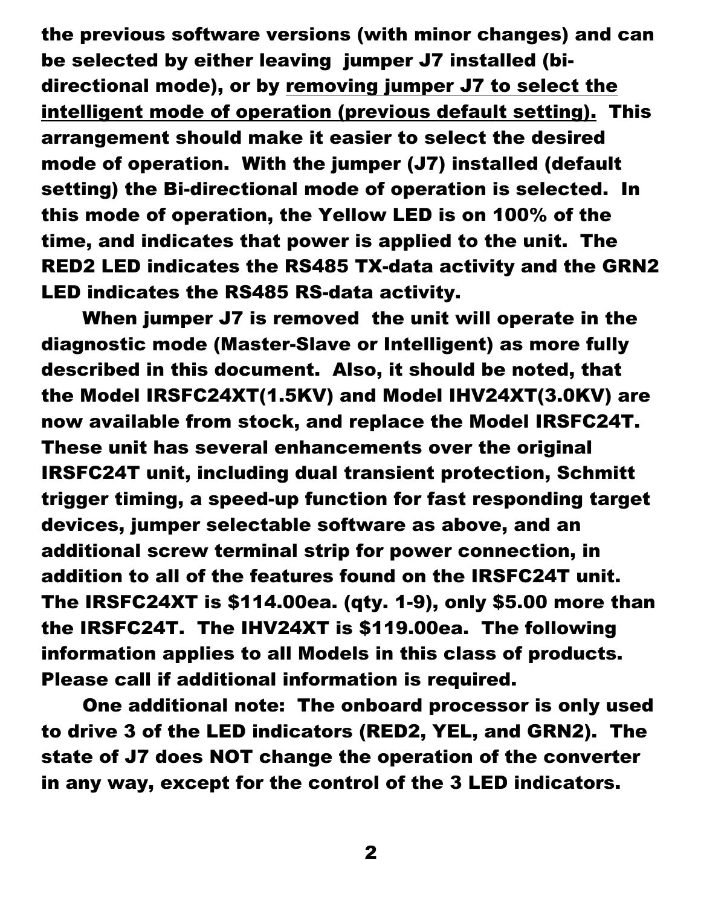**the previous software versions (with minor changes) and can be selected by either leaving jumper J7 installed (bi-directional mode), or by <u>removing jumper J7 to select the intelligent mode of operation (previous default setting).</u> This arrangement should make it easier to select the desired mode of operation. With the jumper (J7) installed (default setting) the Bi-directional mode of operation is selected. In this mode of operation, the Yellow LED is on 100% of the time, and indicates that power is applied to the unit. The RED2 LED indicates the RS485 TX-data activity and the GRN2 LED indicates the RS485 RS-data activity.**

**When jumper J7 is removed the unit will operate in the diagnostic mode (Master-Slave or Intelligent) as more fully described in this document. Also, it should be noted, that the Model IRSFC24XT(1.5KV) and Model IHV24XT(3.0KV) are now available from stock, and replace the Model IRSFC24T. These unit has several enhancements over the original IRSFC24T unit, including dual transient protection, Schmitt trigger timing, a speed-up function for fast responding target devices, jumper selectable software as above, and an additional screw terminal strip for power connection, in addition to all of the features found on the IRSFC24T unit. The IRSFC24XT is $114.00ea. (qty. 1-9), only $5.00 more than the IRSFC24T. The IHV24XT is $119.00ea. The following information applies to all Models in this class of products. Please call if additional information is required.**

**One additional note: The onboard processor is only used to drive 3 of the LED indicators (RED2, YEL, and GRN2). The state of J7 does NOT change the operation of the converter in any way, except for the control of the 3 LED indicators.**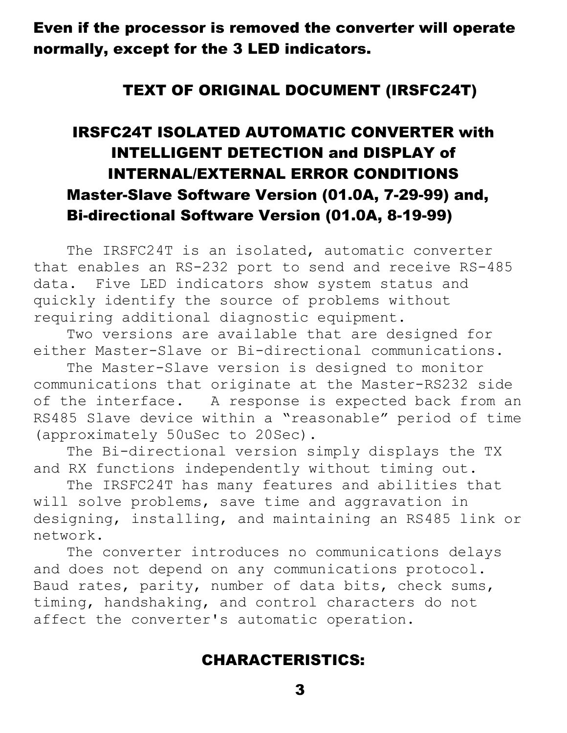**Even if the processor is removed the converter will operate normally, except for the 3 LED indicators.**

## TEXT OF ORIGINAL DOCUMENT (IRSFC24T)

## IRSFC24T ISOLATED AUTOMATIC CONVERTER with INTELLIGENT DETECTION and DISPLAY of INTERNAL/EXTERNAL ERROR CONDITIONS

### Master-Slave Software Version (01.0A, 7-29-99) and, Bi-directional Software Version (01.0A, 8-19-99)

The IRSFC24T is an isolated, automatic converter that enables an RS-232 port to send and receive RS-485 data. Five LED indicators show system status and quickly identify the source of problems without requiring additional diagnostic equipment.

Two versions are available that are designed for either Master-Slave or Bi-directional communications.

The Master-Slave version is designed to monitor communications that originate at the Master-RS232 side of the interface. A response is expected back from an RS485 Slave device within a “reasonable” period of time (approximately 50uSec to 20Sec).

The Bi-directional version simply displays the TX and RX functions independently without timing out.

The IRSFC24T has many features and abilities that will solve problems, save time and aggravation in designing, installing, and maintaining an RS485 link or network.

The converter introduces no communications delays and does not depend on any communications protocol. Baud rates, parity, number of data bits, check sums, timing, handshaking, and control characters do not affect the converter's automatic operation.

## CHARACTERISTICS: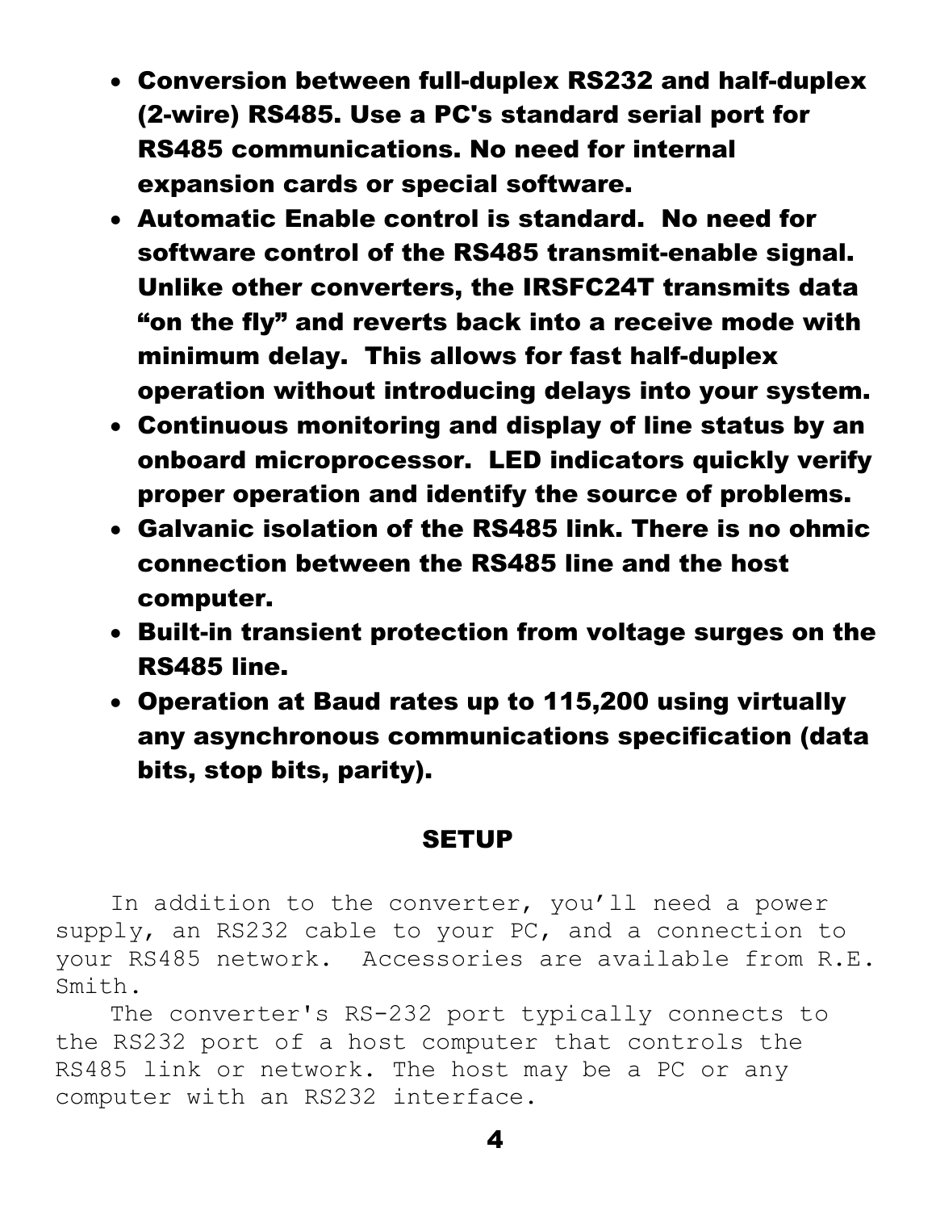- **Conversion between full-duplex RS232 and half-duplex (2-wire) RS485. Use a PC's standard serial port for RS485 communications. No need for internal expansion cards or special software.**
- **Automatic Enable control is standard. No need for software control of the RS485 transmit-enable signal. Unlike other converters, the IRSFC24T transmits data "on the fly" and reverts back into a receive mode with minimum delay. This allows for fast half-duplex operation without introducing delays into your system.**
- **Continuous monitoring and display of line status by an onboard microprocessor. LED indicators quickly verify proper operation and identify the source of problems.**
- **Galvanic isolation of the RS485 link. There is no ohmic connection between the RS485 line and the host computer.**
- **Built-in transient protection from voltage surges on the RS485 line.**
- **Operation at Baud rates up to 115,200 using virtually any asynchronous communications specification (data bits, stop bits, parity).**

## SETUP

In addition to the converter, you'll need a power supply, an RS232 cable to your PC, and a connection to your RS485 network. Accessories are available from R.E. Smith.

The converter's RS-232 port typically connects to the RS232 port of a host computer that controls the RS485 link or network. The host may be a PC or any computer with an RS232 interface.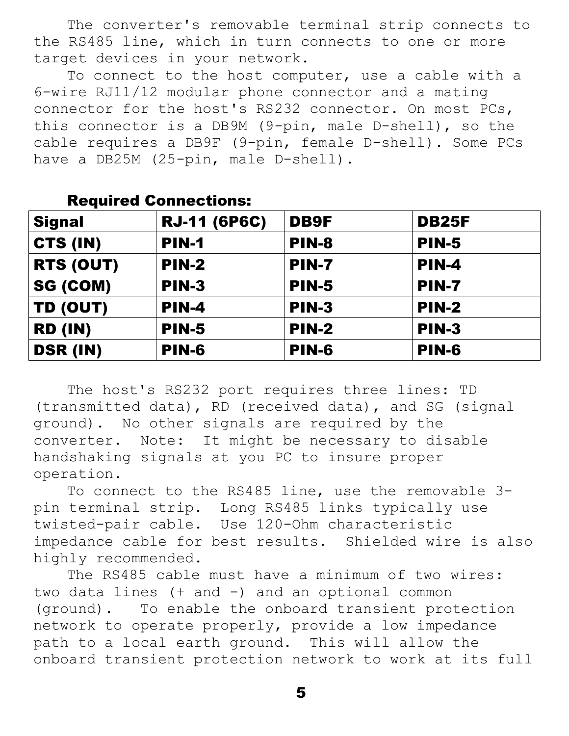The converter's removable terminal strip connects to the RS485 line, which in turn connects to one or more target devices in your network.

To connect to the host computer, use a cable with a 6-wire RJ11/12 modular phone connector and a mating connector for the host's RS232 connector. On most PCs, this connector is a DB9M (9-pin, male D-shell), so the cable requires a DB9F (9-pin, female D-shell). Some PCs have a DB25M (25-pin, male D-shell).

### Required Connections:

| Signal | RJ-11 (6P6C) | DB9F | DB25F |
|---|---|---|---|
| CTS (IN) | PIN-1 | PIN-8 | PIN-5 |
| RTS (OUT) | PIN-2 | PIN-7 | PIN-4 |
| SG (COM) | PIN-3 | PIN-5 | PIN-7 |
| TD (OUT) | PIN-4 | PIN-3 | PIN-2 |
| RD (IN) | PIN-5 | PIN-2 | PIN-3 |
| DSR (IN) | PIN-6 | PIN-6 | PIN-6 |

The host's RS232 port requires three lines: TD (transmitted data), RD (received data), and SG (signal ground). No other signals are required by the converter. Note: It might be necessary to disable handshaking signals at you PC to insure proper operation.

To connect to the RS485 line, use the removable 3-pin terminal strip. Long RS485 links typically use twisted-pair cable. Use 120-Ohm characteristic impedance cable for best results. Shielded wire is also highly recommended.

The RS485 cable must have a minimum of two wires: two data lines (+ and -) and an optional common (ground). To enable the onboard transient protection network to operate properly, provide a low impedance path to a local earth ground. This will allow the onboard transient protection network to work at its full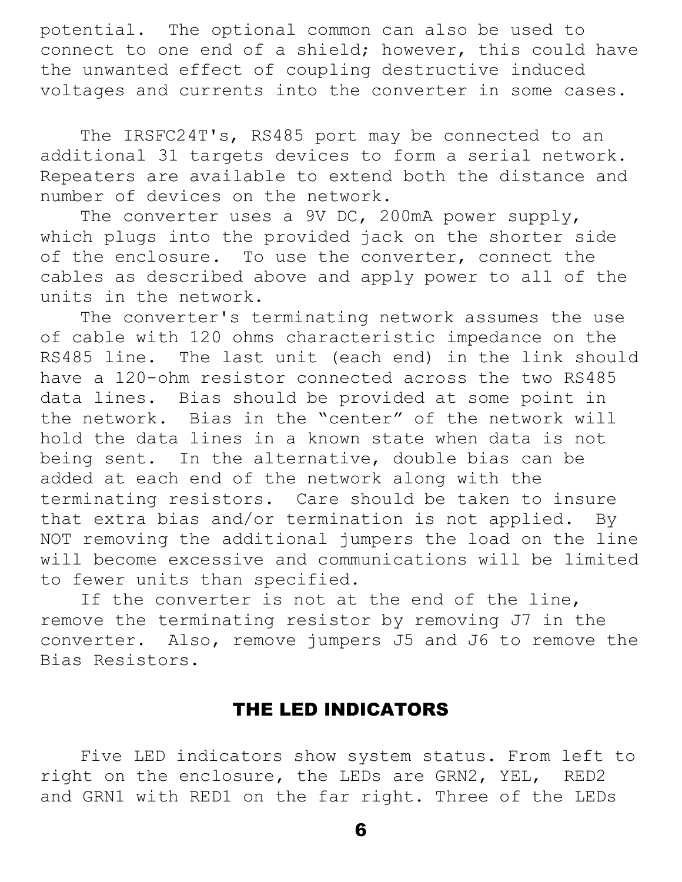potential. The optional common can also be used to connect to one end of a shield; however, this could have the unwanted effect of coupling destructive induced voltages and currents into the converter in some cases.

The IRSFC24T's, RS485 port may be connected to an additional 31 targets devices to form a serial network. Repeaters are available to extend both the distance and number of devices on the network.

The converter uses a 9V DC, 200mA power supply, which plugs into the provided jack on the shorter side of the enclosure. To use the converter, connect the cables as described above and apply power to all of the units in the network.

The converter's terminating network assumes the use of cable with 120 ohms characteristic impedance on the RS485 line. The last unit (each end) in the link should have a 120-ohm resistor connected across the two RS485 data lines. Bias should be provided at some point in the network. Bias in the "center" of the network will hold the data lines in a known state when data is not being sent. In the alternative, double bias can be added at each end of the network along with the terminating resistors. Care should be taken to insure that extra bias and/or termination is not applied. By NOT removing the additional jumpers the load on the line will become excessive and communications will be limited to fewer units than specified.

If the converter is not at the end of the line, remove the terminating resistor by removing J7 in the converter. Also, remove jumpers J5 and J6 to remove the Bias Resistors.

## THE LED INDICATORS

Five LED indicators show system status. From left to right on the enclosure, the LEDs are GRN2, YEL, RED2 and GRN1 with RED1 on the far right. Three of the LEDs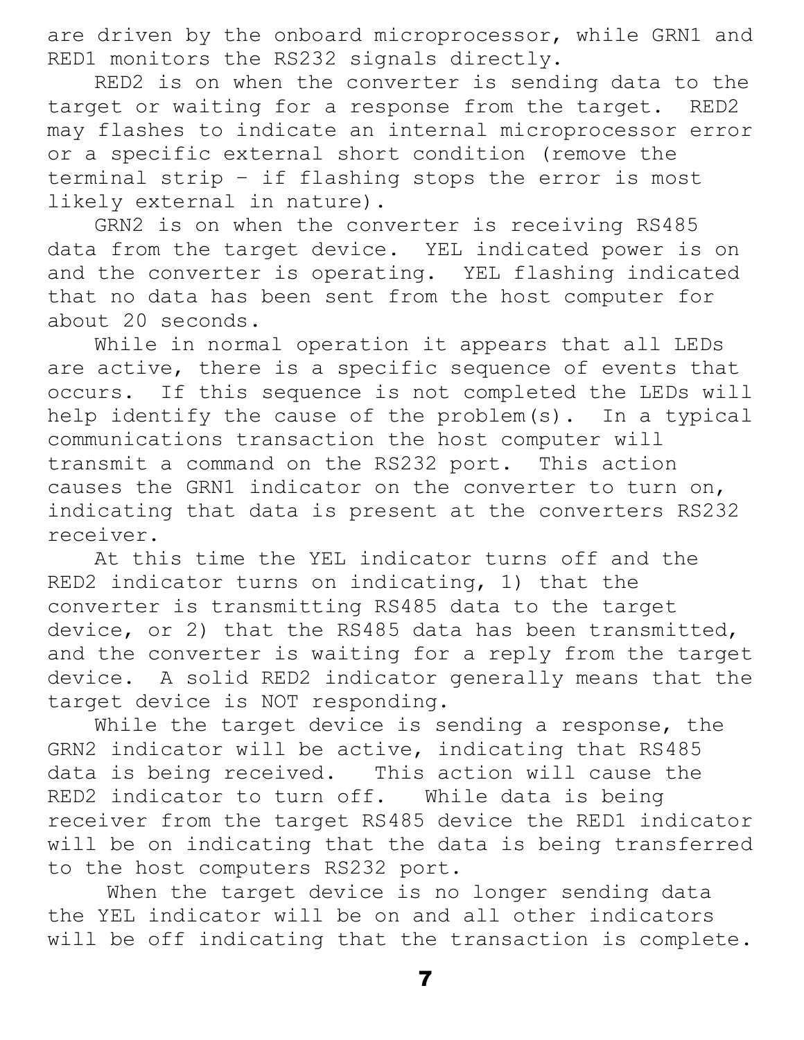are driven by the onboard microprocessor, while GRN1 and RED1 monitors the RS232 signals directly.

RED2 is on when the converter is sending data to the target or waiting for a response from the target. RED2 may flashes to indicate an internal microprocessor error or a specific external short condition (remove the terminal strip – if flashing stops the error is most likely external in nature).

GRN2 is on when the converter is receiving RS485 data from the target device. YEL indicated power is on and the converter is operating. YEL flashing indicated that no data has been sent from the host computer for about 20 seconds.

While in normal operation it appears that all LEDs are active, there is a specific sequence of events that occurs. If this sequence is not completed the LEDs will help identify the cause of the problem(s). In a typical communications transaction the host computer will transmit a command on the RS232 port. This action causes the GRN1 indicator on the converter to turn on, indicating that data is present at the converters RS232 receiver.

At this time the YEL indicator turns off and the RED2 indicator turns on indicating, 1) that the converter is transmitting RS485 data to the target device, or 2) that the RS485 data has been transmitted, and the converter is waiting for a reply from the target device. A solid RED2 indicator generally means that the target device is NOT responding.

While the target device is sending a response, the GRN2 indicator will be active, indicating that RS485 data is being received. This action will cause the RED2 indicator to turn off. While data is being receiver from the target RS485 device the RED1 indicator will be on indicating that the data is being transferred to the host computers RS232 port.

When the target device is no longer sending data the YEL indicator will be on and all other indicators will be off indicating that the transaction is complete.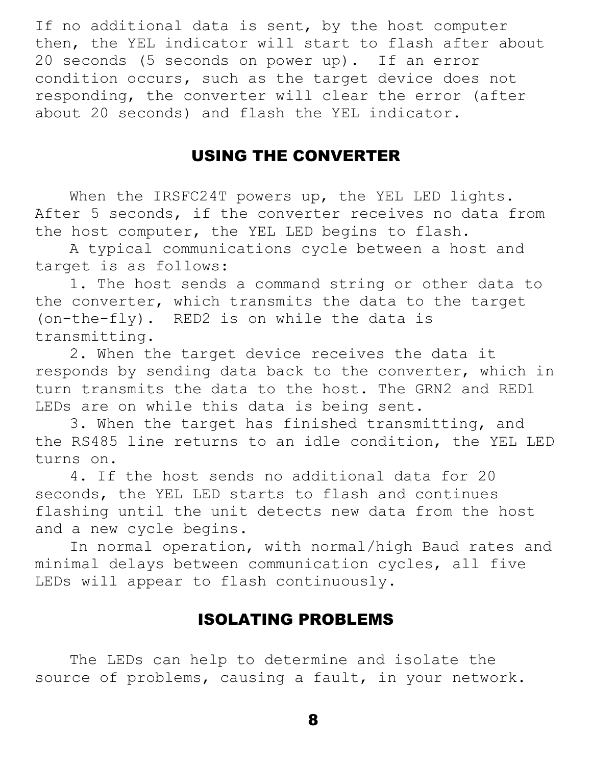If no additional data is sent, by the host computer then, the YEL indicator will start to flash after about 20 seconds (5 seconds on power up). If an error condition occurs, such as the target device does not responding, the converter will clear the error (after about 20 seconds) and flash the YEL indicator.

## USING THE CONVERTER

When the IRSFC24T powers up, the YEL LED lights. After 5 seconds, if the converter receives no data from the host computer, the YEL LED begins to flash.

A typical communications cycle between a host and target is as follows:

1. The host sends a command string or other data to the converter, which transmits the data to the target (on-the-fly). RED2 is on while the data is transmitting.
2. When the target device receives the data it responds by sending data back to the converter, which in turn transmits the data to the host. The GRN2 and RED1 LEDs are on while this data is being sent.
3. When the target has finished transmitting, and the RS485 line returns to an idle condition, the YEL LED turns on.
4. If the host sends no additional data for 20 seconds, the YEL LED starts to flash and continues flashing until the unit detects new data from the host and a new cycle begins.

In normal operation, with normal/high Baud rates and minimal delays between communication cycles, all five LEDs will appear to flash continuously.

## ISOLATING PROBLEMS

The LEDs can help to determine and isolate the source of problems, causing a fault, in your network.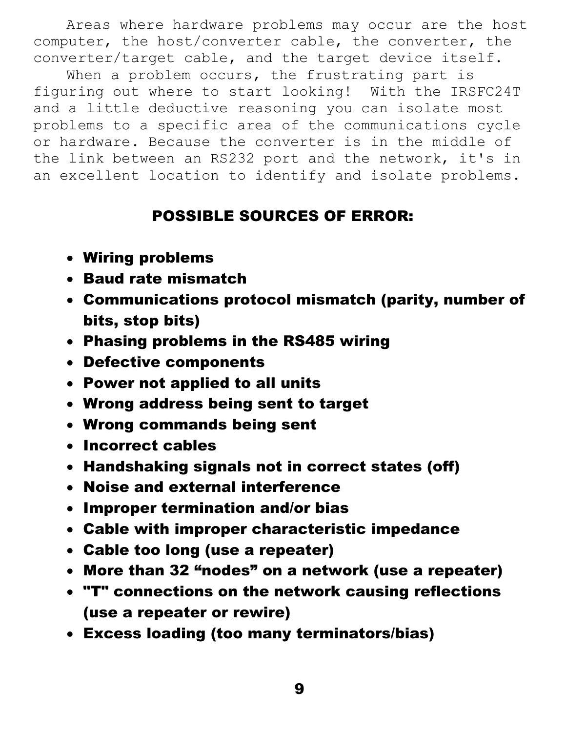Areas where hardware problems may occur are the host computer, the host/converter cable, the converter, the converter/target cable, and the target device itself.

When a problem occurs, the frustrating part is figuring out where to start looking! With the IRSFC24T and a little deductive reasoning you can isolate most problems to a specific area of the communications cycle or hardware. Because the converter is in the middle of the link between an RS232 port and the network, it's in an excellent location to identify and isolate problems.

## POSSIBLE SOURCES OF ERROR:

- **Wiring problems**
- **Baud rate mismatch**
- **Communications protocol mismatch (parity, number of bits, stop bits)**
- **Phasing problems in the RS485 wiring**
- **Defective components**
- **Power not applied to all units**
- **Wrong address being sent to target**
- **Wrong commands being sent**
- **Incorrect cables**
- **Handshaking signals not in correct states (off)**
- **Noise and external interference**
- **Improper termination and/or bias**
- **Cable with improper characteristic impedance**
- **Cable too long (use a repeater)**
- **More than 32 “nodes” on a network (use a repeater)**
- **"T" connections on the network causing reflections (use a repeater or rewire)**
- **Excess loading (too many terminators/bias)**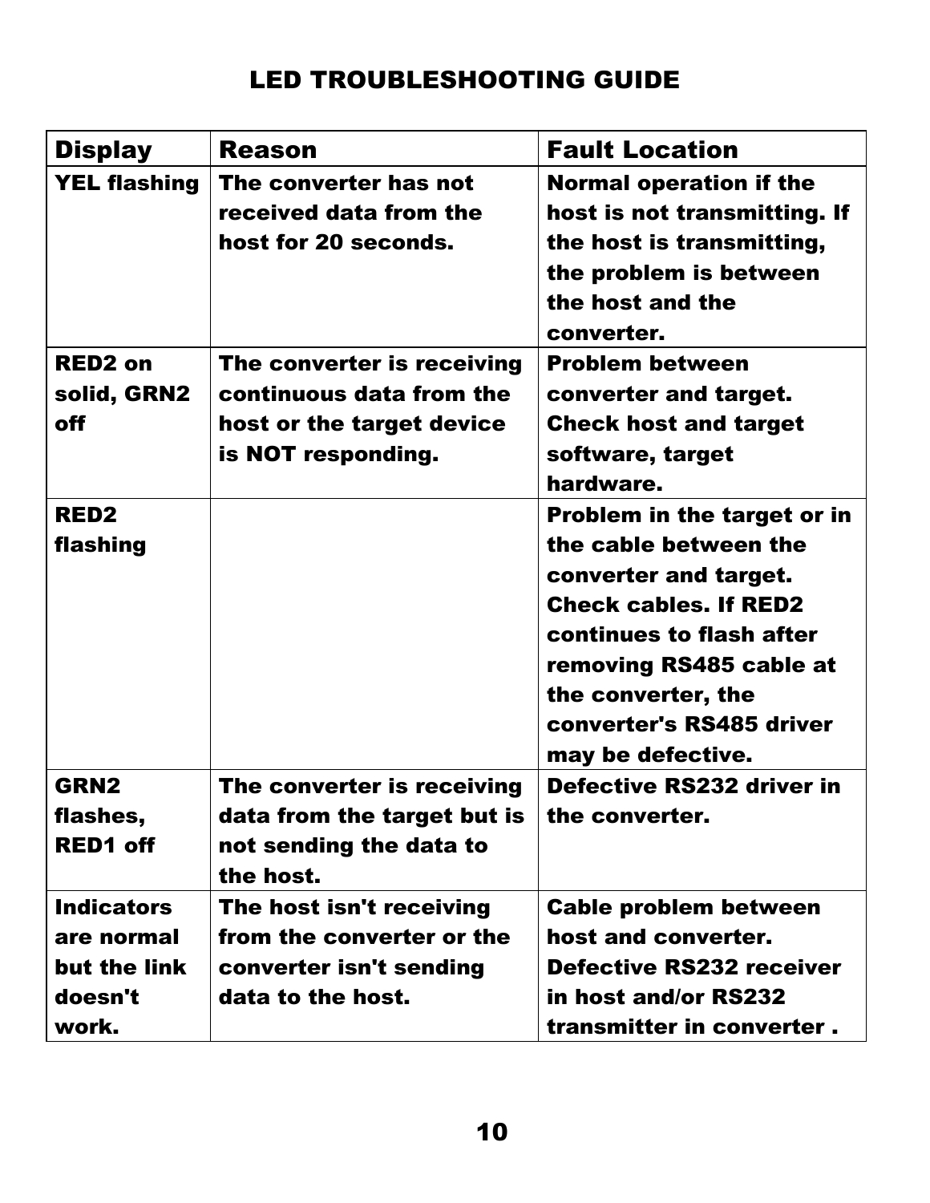# LED TROUBLESHOOTING GUIDE

| Display | Reason | Fault Location |
| --- | --- | --- |
| YEL flashing | The converter has not received data from the host for 20 seconds. | Normal operation if the host is not transmitting. If the host is transmitting, the problem is between the host and the converter. |
| RED2 on solid, GRN2 off | The converter is receiving continuous data from the host or the target device is NOT responding. | Problem between converter and target. Check host and target software, target hardware. |
| RED2 flashing | | Problem in the target or in the cable between the converter and target. Check cables. If RED2 continues to flash after removing RS485 cable at the converter, the converter's RS485 driver may be defective. |
| GRN2 flashes, RED1 off | The converter is receiving data from the target but is not sending the data to the host. | Defective RS232 driver in the converter. |
| Indicators are normal but the link doesn't work. | The host isn't receiving from the converter or the converter isn't sending data to the host. | Cable problem between host and converter. Defective RS232 receiver in host and/or RS232 transmitter in converter . |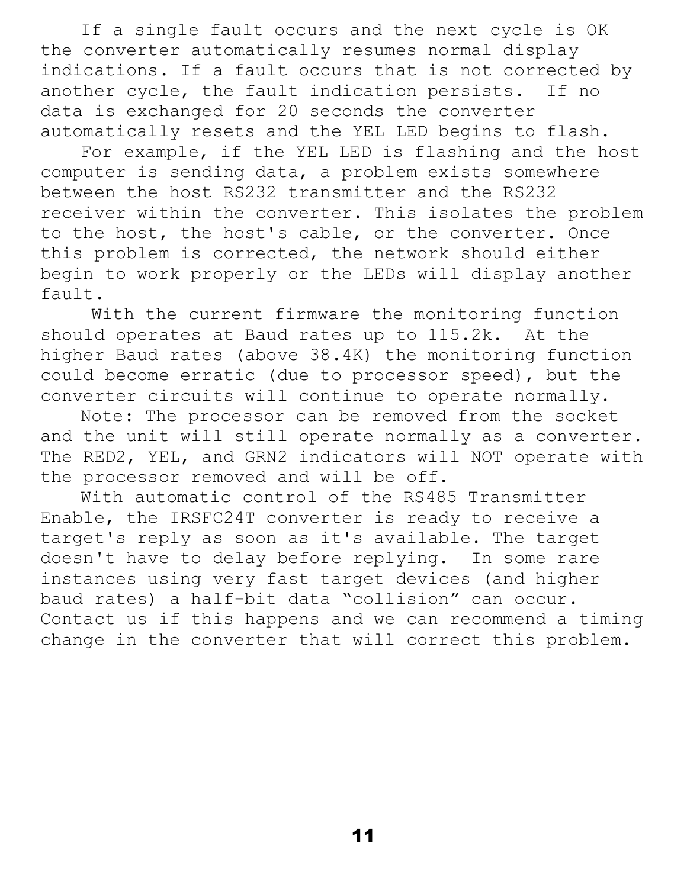If a single fault occurs and the next cycle is OK the converter automatically resumes normal display indications. If a fault occurs that is not corrected by another cycle, the fault indication persists. If no data is exchanged for 20 seconds the converter automatically resets and the YEL LED begins to flash.

For example, if the YEL LED is flashing and the host computer is sending data, a problem exists somewhere between the host RS232 transmitter and the RS232 receiver within the converter. This isolates the problem to the host, the host's cable, or the converter. Once this problem is corrected, the network should either begin to work properly or the LEDs will display another fault.

With the current firmware the monitoring function should operates at Baud rates up to 115.2k. At the higher Baud rates (above 38.4K) the monitoring function could become erratic (due to processor speed), but the converter circuits will continue to operate normally.

Note: The processor can be removed from the socket and the unit will still operate normally as a converter. The RED2, YEL, and GRN2 indicators will NOT operate with the processor removed and will be off.

With automatic control of the RS485 Transmitter Enable, the IRSFC24T converter is ready to receive a target's reply as soon as it's available. The target doesn't have to delay before replying. In some rare instances using very fast target devices (and higher baud rates) a half-bit data "collision" can occur. Contact us if this happens and we can recommend a timing change in the converter that will correct this problem.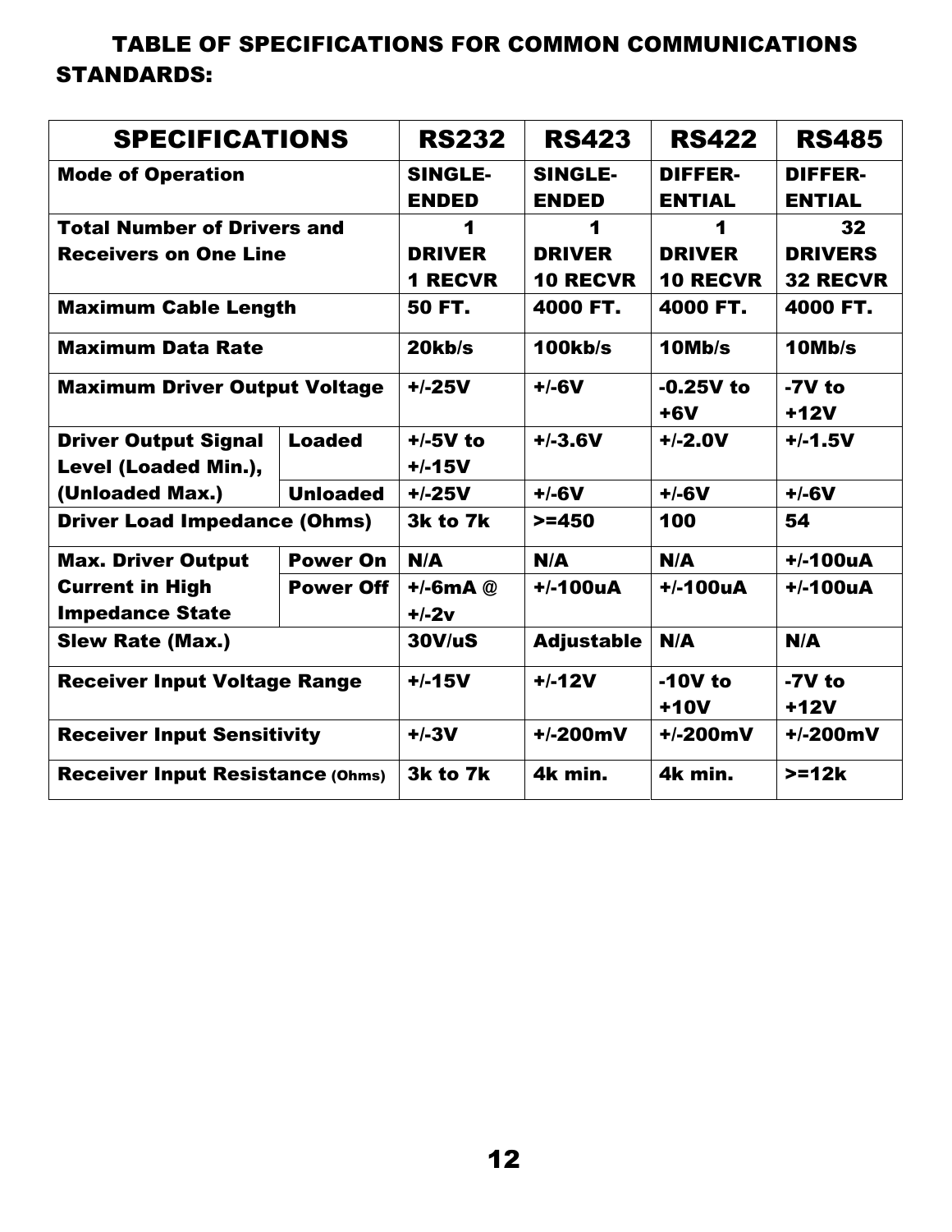## TABLE OF SPECIFICATIONS FOR COMMON COMMUNICATIONS STANDARDS:

| SPECIFICATIONS | | RS232 | RS423 | RS422 | RS485 |
|---|---|---|---|---|---|
| Mode of Operation | | SINGLE-ENDED | SINGLE-ENDED | DIFFER-ENTIAL | DIFFER-ENTIAL |
| Total Number of Drivers and Receivers on One Line | | 1 DRIVER 1 RECVR | 1 DRIVER 10 RECVR | 1 DRIVER 10 RECVR | 32 DRIVERS 32 RECVR |
| Maximum Cable Length | | 50 FT. | 4000 FT. | 4000 FT. | 4000 FT. |
| Maximum Data Rate | | 20kb/s | 100kb/s | 10Mb/s | 10Mb/s |
| Maximum Driver Output Voltage | | +/-25V | +/-6V | -0.25V to +6V | -7V to +12V |
| Driver Output Signal Level (Loaded Min.), (Unloaded Max.) | Loaded | +/-5V to +/-15V | +/-3.6V | +/-2.0V | +/-1.5V |
| | Unloaded | +/-25V | +/-6V | +/-6V | +/-6V |
| Driver Load Impedance (Ohms) | | 3k to 7k | >=450 | 100 | 54 |
| Max. Driver Output Current in High Impedance State | Power On | N/A | N/A | N/A | +/-100uA |
| | Power Off | +/-6mA @ +/-2v | +/-100uA | +/-100uA | +/-100uA |
| Slew Rate (Max.) | | 30V/uS | Adjustable | N/A | N/A |
| Receiver Input Voltage Range | | +/-15V | +/-12V | -10V to +10V | -7V to +12V |
| Receiver Input Sensitivity | | +/-3V | +/-200mV | +/-200mV | +/-200mV |
| Receiver Input Resistance (Ohms) | | 3k to 7k | 4k min. | 4k min. | >=12k |